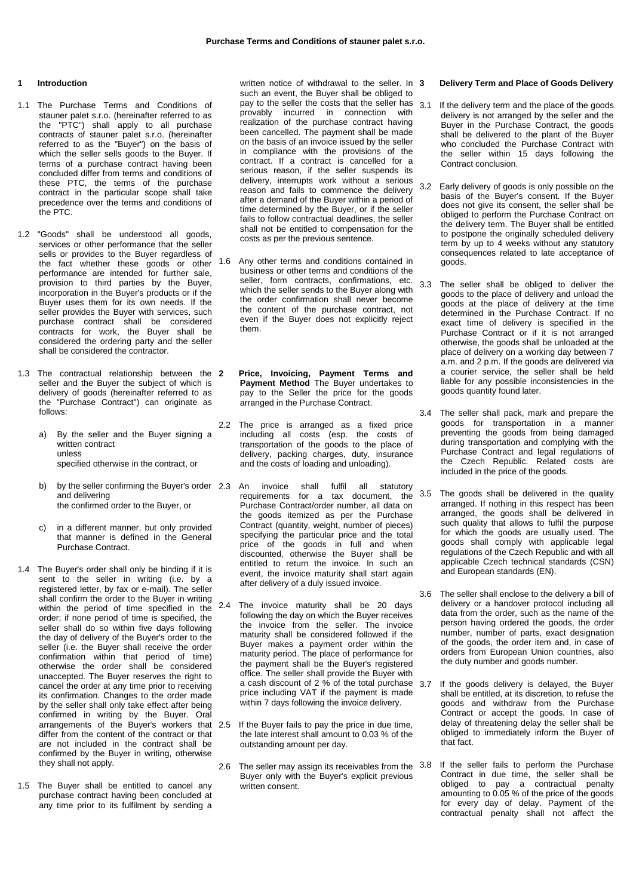# Purchase Terms and Conditions of stauner palet s.r.o.

## 1 Introduction

1.1 The Purchase Terms and Conditions of stauner palet s.r.o. (hereinafter referred to as the "PTC") shall apply to all purchase contracts of stauner palet s.r.o. (hereinafter referred to as the "Buyer") on the basis of which the seller sells goods to the Buyer. If terms of a purchase contract having been concluded differ from terms and conditions of these PTC, the terms of the purchase contract in the particular scope shall take precedence over the terms and conditions of the PTC.

1.2 "Goods" shall be understood all goods, services or other performance that the seller sells or provides to the Buyer regardless of the fact whether these goods or other performance are intended for further sale, provision to third parties by the Buyer, incorporation in the Buyer's products or if the Buyer uses them for its own needs. If the seller provides the Buyer with services, such purchase contract shall be considered contracts for work, the Buyer shall be considered the ordering party and the seller shall be considered the contractor.

1.3 The contractual relationship between the seller and the Buyer the subject of which is delivery of goods (hereinafter referred to as the "Purchase Contract") can originate as follows:

a) By the seller and the Buyer signing a written contract unless specified otherwise in the contract, or

b) by the seller confirming the Buyer's order and delivering the confirmed order to the Buyer, or

c) in a different manner, but only provided that manner is defined in the General Purchase Contract.

1.4 The Buyer's order shall only be binding if it is sent to the seller in writing (i.e. by a registered letter, by fax or e-mail). The seller shall confirm the order to the Buyer in writing within the period of time specified in the order; if none period of time is specified, the seller shall do so within five days following the day of delivery of the Buyer's order to the seller (i.e. the Buyer shall receive the order confirmation within that period of time) otherwise the order shall be considered unaccepted. The Buyer reserves the right to cancel the order at any time prior to receiving its confirmation. Changes to the order made by the seller shall only take effect after being confirmed in writing by the Buyer. Oral arrangements of the Buyer's workers that differ from the content of the contract or that are not included in the contract shall be confirmed by the Buyer in writing, otherwise they shall not apply.

1.5 The Buyer shall be entitled to cancel any purchase contract having been concluded at any time prior to its fulfilment by sending a written notice of withdrawal to the seller. In such an event, the Buyer shall be obliged to pay to the seller the costs that the seller has provably incurred in connection with realization of the purchase contract having been cancelled. The payment shall be made on the basis of an invoice issued by the seller in compliance with the provisions of the contract. If a contract is cancelled for a serious reason, if the seller suspends its delivery, interrupts work without a serious reason and fails to commence the delivery after a demand of the Buyer within a period of time determined by the Buyer, or if the seller fails to follow contractual deadlines, the seller shall not be entitled to compensation for the costs as per the previous sentence.

1.6 Any other terms and conditions contained in business or other terms and conditions of the seller, form contracts, confirmations, etc. which the seller sends to the Buyer along with the order confirmation shall never become the content of the purchase contract, not even if the Buyer does not explicitly reject them.

## 2 Price, Invoicing, Payment Terms and Payment Method

The Buyer undertakes to pay to the Seller the price for the goods arranged in the Purchase Contract.

2.2 The price is arranged as a fixed price including all costs (esp. the costs of transportation of the goods to the place of delivery, packing charges, duty, insurance and the costs of loading and unloading).

2.3 An invoice shall fulfil all statutory requirements for a tax document, the Purchase Contract/order number, all data on the goods itemized as per the Purchase Contract (quantity, weight, number of pieces) specifying the particular price and the total price of the goods in full and when discounted, otherwise the Buyer shall be entitled to return the invoice. In such an event, the invoice maturity shall start again after delivery of a duly issued invoice.

2.4 The invoice maturity shall be 20 days following the day on which the Buyer receives the invoice from the seller. The invoice maturity shall be considered followed if the Buyer makes a payment order within the maturity period. The place of performance for the payment shall be the Buyer's registered office. The seller shall provide the Buyer with a cash discount of 2 % of the total purchase price including VAT if the payment is made within 7 days following the invoice delivery.

2.5 If the Buyer fails to pay the price in due time, the late interest shall amount to 0.03 % of the outstanding amount per day.

2.6 The seller may assign its receivables from the Buyer only with the Buyer's explicit previous written consent.

## 3 Delivery Term and Place of Goods Delivery

3.1 If the delivery term and the place of the goods delivery is not arranged by the seller and the Buyer in the Purchase Contract, the goods shall be delivered to the plant of the Buyer who concluded the Purchase Contract with the seller within 15 days following the Contract conclusion.

3.2 Early delivery of goods is only possible on the basis of the Buyer's consent. If the Buyer does not give its consent, the seller shall be obliged to perform the Purchase Contract on the delivery term. The Buyer shall be entitled to postpone the originally scheduled delivery term by up to 4 weeks without any statutory consequences related to late acceptance of goods.

3.3 The seller shall be obliged to deliver the goods to the place of delivery and unload the goods at the place of delivery at the time determined in the Purchase Contract. If no exact time of delivery is specified in the Purchase Contract or if it is not arranged otherwise, the goods shall be unloaded at the place of delivery on a working day between 7 a.m. and 2 p.m. If the goods are delivered via a courier service, the seller shall be held liable for any possible inconsistencies in the goods quantity found later.

3.4 The seller shall pack, mark and prepare the goods for transportation in a manner preventing the goods from being damaged during transportation and complying with the Purchase Contract and legal regulations of the Czech Republic. Related costs are included in the price of the goods.

3.5 The goods shall be delivered in the quality arranged. If nothing in this respect has been arranged, the goods shall be delivered in such quality that allows to fulfil the purpose for which the goods are usually used. The goods shall comply with applicable legal regulations of the Czech Republic and with all applicable Czech technical standards (CSN) and European standards (EN).

3.6 The seller shall enclose to the delivery a bill of delivery or a handover protocol including all data from the order, such as the name of the person having ordered the goods, the order number, number of parts, exact designation of the goods, the order item and, in case of orders from European Union countries, also the duty number and goods number.

3.7 If the goods delivery is delayed, the Buyer shall be entitled, at its discretion, to refuse the goods and withdraw from the Purchase Contract or accept the goods. In case of delay of threatening delay the seller shall be obliged to immediately inform the Buyer of that fact.

3.8 If the seller fails to perform the Purchase Contract in due time, the seller shall be obliged to pay a contractual penalty amounting to 0.05 % of the price of the goods for every day of delay. Payment of the contractual penalty shall not affect the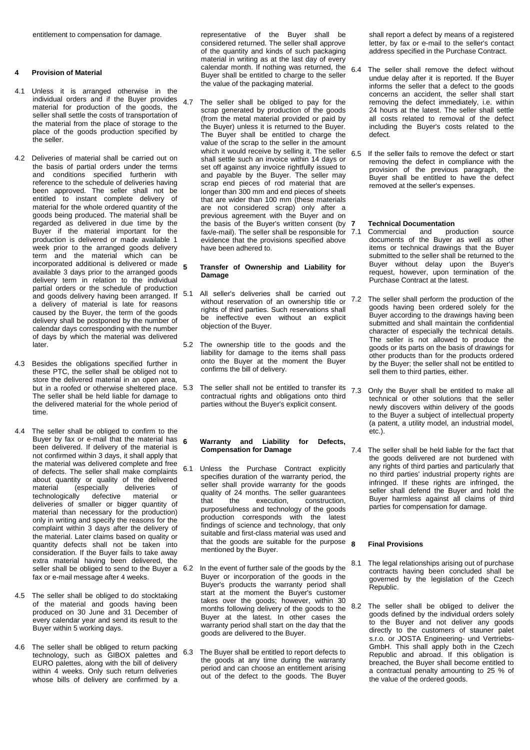entitlement to compensation for damage.

## 4 Provision of Material

4.1 Unless it is arranged otherwise in the individual orders and if the Buyer provides material for production of the goods, the seller shall settle the costs of transportation of the material from the place of storage to the place of the goods production specified by the seller.

4.2 Deliveries of material shall be carried out on the basis of partial orders under the terms and conditions specified furtherin with reference to the schedule of deliveries having been approved. The seller shall not be entitled to instant complete delivery of material for the whole ordered quantity of the goods being produced. The material shall be regarded as delivered in due time by the Buyer if the material important for the production is delivered or made available 1 week prior to the arranged goods delivery term and the material which can be incorporated additional is delivered or made available 3 days prior to the arranged goods delivery term in relation to the individual partial orders or the schedule of production and goods delivery having been arranged. If a delivery of material is late for reasons caused by the Buyer, the term of the goods delivery shall be postponed by the number of calendar days corresponding with the number of days by which the material was delivered later.

4.3 Besides the obligations specified further in these PTC, the seller shall be obliged not to store the delivered material in an open area, but in a roofed or otherwise sheltered place. The seller shall be held liable for damage to the delivered material for the whole period of time.

4.4 The seller shall be obliged to confirm to the Buyer by fax or e-mail that the material has been delivered. If delivery of the material is not confirmed within 3 days, it shall apply that the material was delivered complete and free of defects. The seller shall make complaints about quantity or quality of the delivered material (especially deliveries of technologically defective material or deliveries of smaller or bigger quantity of material than necessary for the production) only in writing and specify the reasons for the complaint within 3 days after the delivery of the material. Later claims based on quality or quantity defects shall not be taken into consideration. If the Buyer fails to take away extra material having been delivered, the seller shall be obliged to send to the Buyer a fax or e-mail message after 4 weeks.

4.5 The seller shall be obliged to do stocktaking of the material and goods having been produced on 30 June and 31 December of every calendar year and send its result to the Buyer within 5 working days.

4.6 The seller shall be obliged to return packing technology, such as GIBOX palettes and EURO palettes, along with the bill of delivery within 4 weeks. Only such return deliveries whose bills of delivery are confirmed by a representative of the Buyer shall be considered returned. The seller shall approve of the quantity and kinds of such packaging material in writing as at the last day of every calendar month. If nothing was returned, the Buyer shall be entitled to charge to the seller the value of the packaging material.

4.7 The seller shall be obliged to pay for the scrap generated by production of the goods (from the metal material provided or paid by the Buyer) unless it is returned to the Buyer. The Buyer shall be entitled to charge the value of the scrap to the seller in the amount which it would receive by selling it. The seller shall settle such an invoice within 14 days or set off against any invoice rightfully issued to and payable by the Buyer. The seller may scrap end pieces of rod material that are longer than 300 mm and end pieces of sheets that are wider than 100 mm (these materials are not considered scrap) only after a previous agreement with the Buyer and on the basis of the Buyer's written consent (by fax/e-mail). The seller shall be responsible for evidence that the provisions specified above have been adhered to.

## 5 Transfer of Ownership and Liability for Damage

5.1 All seller's deliveries shall be carried out without reservation of an ownership title or rights of third parties. Such reservations shall be ineffective even without an explicit objection of the Buyer.

5.2 The ownership title to the goods and the liability for damage to the items shall pass onto the Buyer at the moment the Buyer confirms the bill of delivery.

5.3 The seller shall not be entitled to transfer its contractual rights and obligations onto third parties without the Buyer's explicit consent.

## 6 Warranty and Liability for Defects, Compensation for Damage

6.1 Unless the Purchase Contract explicitly specifies duration of the warranty period, the seller shall provide warranty for the goods quality of 24 months. The seller guarantees that the execution, construction, purposefulness and technology of the goods production corresponds with the latest findings of science and technology, that only suitable and first-class material was used and that the goods are suitable for the purpose mentioned by the Buyer.

6.2 In the event of further sale of the goods by the Buyer or incorporation of the goods in the Buyer's products the warranty period shall start at the moment the Buyer's customer takes over the goods; however, within 30 months following delivery of the goods to the Buyer at the latest. In other cases the warranty period shall start on the day that the goods are delivered to the Buyer.

6.3 The Buyer shall be entitled to report defects to the goods at any time during the warranty period and can choose an entitlement arising out of the defect to the goods. The Buyer shall report a defect by means of a registered letter, by fax or e-mail to the seller's contact address specified in the Purchase Contract.

6.4 The seller shall remove the defect without undue delay after it is reported. If the Buyer informs the seller that a defect to the goods concerns an accident, the seller shall start removing the defect immediately, i.e. within 24 hours at the latest. The seller shall settle all costs related to removal of the defect including the Buyer's costs related to the defect.

6.5 If the seller fails to remove the defect or start removing the defect in compliance with the provision of the previous paragraph, the Buyer shall be entitled to have the defect removed at the seller's expenses.

## 7 Technical Documentation

7.1 Commercial and production source documents of the Buyer as well as other items or technical drawings that the Buyer submitted to the seller shall be returned to the Buyer without delay upon the Buyer's request, however, upon termination of the Purchase Contract at the latest.

7.2 The seller shall perform the production of the goods having been ordered solely for the Buyer according to the drawings having been submitted and shall maintain the confidential character of especially the technical details. The seller is not allowed to produce the goods or its parts on the basis of drawings for other products than for the products ordered by the Buyer; the seller shall not be entitled to sell them to third parties, either.

7.3 Only the Buyer shall be entitled to make all technical or other solutions that the seller newly discovers within delivery of the goods to the Buyer a subject of intellectual property (a patent, a utility model, an industrial model, etc.).

7.4 The seller shall be held liable for the fact that the goods delivered are not burdened with any rights of third parties and particularly that no third parties' industrial property rights are infringed. If these rights are infringed, the seller shall defend the Buyer and hold the Buyer harmless against all claims of third parties for compensation for damage.

## 8 Final Provisions

8.1 The legal relationships arising out of purchase contracts having been concluded shall be governed by the legislation of the Czech Republic.

8.2 The seller shall be obliged to deliver the goods defined by the individual orders solely to the Buyer and not deliver any goods directly to the customers of stauner palet s.r.o. or JOSTA Engineering- und Vertriebs-GmbH. This shall apply both in the Czech Republic and abroad. If this obligation is breached, the Buyer shall become entitled to a contractual penalty amounting to 25 % of the value of the ordered goods.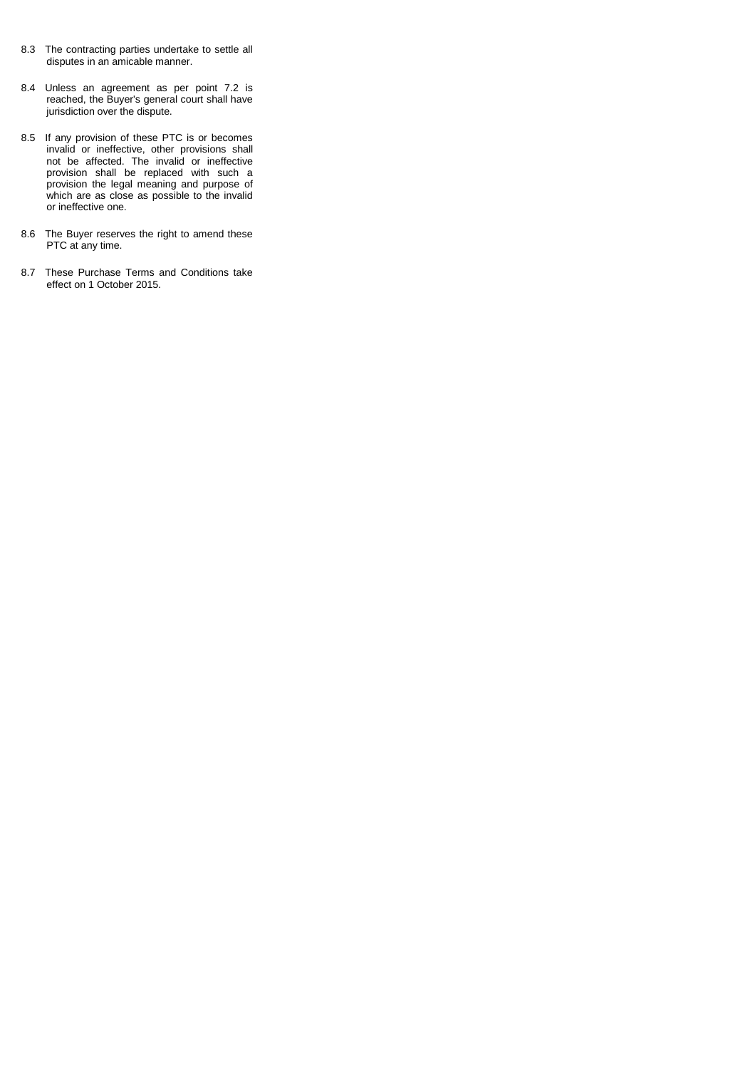8.3 The contracting parties undertake to settle all disputes in an amicable manner.

8.4 Unless an agreement as per point 7.2 is reached, the Buyer's general court shall have jurisdiction over the dispute.

8.5 If any provision of these PTC is or becomes invalid or ineffective, other provisions shall not be affected. The invalid or ineffective provision shall be replaced with such a provision the legal meaning and purpose of which are as close as possible to the invalid or ineffective one.

8.6 The Buyer reserves the right to amend these PTC at any time.

8.7 These Purchase Terms and Conditions take effect on 1 October 2015.